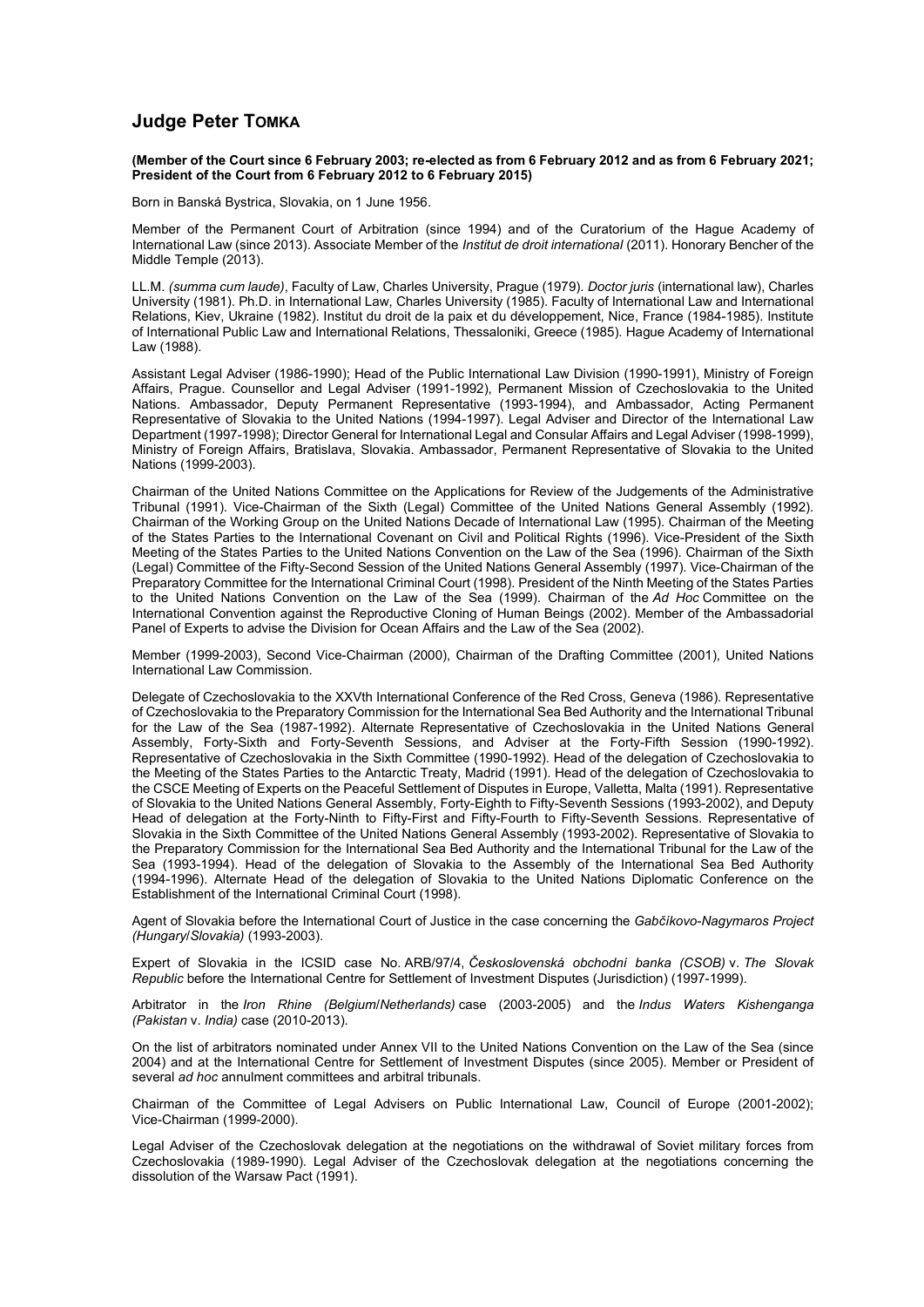# Judge Peter TOMKA

**(Member of the Court since 6 February 2003; re-elected as from 6 February 2012 and as from 6 February 2021; President of the Court from 6 February 2012 to 6 February 2015)**

Born in Banská Bystrica, Slovakia, on 1 June 1956.

Member of the Permanent Court of Arbitration (since 1994) and of the Curatorium of the Hague Academy of International Law (since 2013). Associate Member of the *Institut de droit international* (2011). Honorary Bencher of the Middle Temple (2013).

LL.M. *(summa cum laude)*, Faculty of Law, Charles University, Prague (1979). *Doctor juris* (international law), Charles University (1981). Ph.D. in International Law, Charles University (1985). Faculty of International Law and International Relations, Kiev, Ukraine (1982). Institut du droit de la paix et du développement, Nice, France (1984-1985). Institute of International Public Law and International Relations, Thessaloniki, Greece (1985). Hague Academy of International Law (1988).

Assistant Legal Adviser (1986-1990); Head of the Public International Law Division (1990-1991), Ministry of Foreign Affairs, Prague. Counsellor and Legal Adviser (1991-1992), Permanent Mission of Czechoslovakia to the United Nations. Ambassador, Deputy Permanent Representative (1993-1994), and Ambassador, Acting Permanent Representative of Slovakia to the United Nations (1994-1997). Legal Adviser and Director of the International Law Department (1997-1998); Director General for International Legal and Consular Affairs and Legal Adviser (1998-1999), Ministry of Foreign Affairs, Bratislava, Slovakia. Ambassador, Permanent Representative of Slovakia to the United Nations (1999-2003).

Chairman of the United Nations Committee on the Applications for Review of the Judgements of the Administrative Tribunal (1991). Vice-Chairman of the Sixth (Legal) Committee of the United Nations General Assembly (1992). Chairman of the Working Group on the United Nations Decade of International Law (1995). Chairman of the Meeting of the States Parties to the International Covenant on Civil and Political Rights (1996). Vice-President of the Sixth Meeting of the States Parties to the United Nations Convention on the Law of the Sea (1996). Chairman of the Sixth (Legal) Committee of the Fifty-Second Session of the United Nations General Assembly (1997). Vice-Chairman of the Preparatory Committee for the International Criminal Court (1998). President of the Ninth Meeting of the States Parties to the United Nations Convention on the Law of the Sea (1999). Chairman of the *Ad Hoc* Committee on the International Convention against the Reproductive Cloning of Human Beings (2002). Member of the Ambassadorial Panel of Experts to advise the Division for Ocean Affairs and the Law of the Sea (2002).

Member (1999-2003), Second Vice-Chairman (2000), Chairman of the Drafting Committee (2001), United Nations International Law Commission.

Delegate of Czechoslovakia to the XXVth International Conference of the Red Cross, Geneva (1986). Representative of Czechoslovakia to the Preparatory Commission for the International Sea Bed Authority and the International Tribunal for the Law of the Sea (1987-1992). Alternate Representative of Czechoslovakia in the United Nations General Assembly, Forty-Sixth and Forty-Seventh Sessions, and Adviser at the Forty-Fifth Session (1990-1992). Representative of Czechoslovakia in the Sixth Committee (1990-1992). Head of the delegation of Czechoslovakia to the Meeting of the States Parties to the Antarctic Treaty, Madrid (1991). Head of the delegation of Czechoslovakia to the CSCE Meeting of Experts on the Peaceful Settlement of Disputes in Europe, Valletta, Malta (1991). Representative of Slovakia to the United Nations General Assembly, Forty-Eighth to Fifty-Seventh Sessions (1993-2002), and Deputy Head of delegation at the Forty-Ninth to Fifty-First and Fifty-Fourth to Fifty-Seventh Sessions. Representative of Slovakia in the Sixth Committee of the United Nations General Assembly (1993-2002). Representative of Slovakia to the Preparatory Commission for the International Sea Bed Authority and the International Tribunal for the Law of the Sea (1993-1994). Head of the delegation of Slovakia to the Assembly of the International Sea Bed Authority (1994-1996). Alternate Head of the delegation of Slovakia to the United Nations Diplomatic Conference on the Establishment of the International Criminal Court (1998).

Agent of Slovakia before the International Court of Justice in the case concerning the *Gabčíkovo-Nagymaros Project (Hungary/Slovakia)* (1993-2003).

Expert of Slovakia in the ICSID case No. ARB/97/4, *Československá obchodní banka (CSOB)* v. *The Slovak Republic* before the International Centre for Settlement of Investment Disputes (Jurisdiction) (1997-1999).

Arbitrator in the *Iron Rhine (Belgium/Netherlands)* case (2003-2005) and the *Indus Waters Kishenganga (Pakistan* v. *India)* case (2010-2013).

On the list of arbitrators nominated under Annex VII to the United Nations Convention on the Law of the Sea (since 2004) and at the International Centre for Settlement of Investment Disputes (since 2005). Member or President of several *ad hoc* annulment committees and arbitral tribunals.

Chairman of the Committee of Legal Advisers on Public International Law, Council of Europe (2001-2002); Vice-Chairman (1999-2000).

Legal Adviser of the Czechoslovak delegation at the negotiations on the withdrawal of Soviet military forces from Czechoslovakia (1989-1990). Legal Adviser of the Czechoslovak delegation at the negotiations concerning the dissolution of the Warsaw Pact (1991).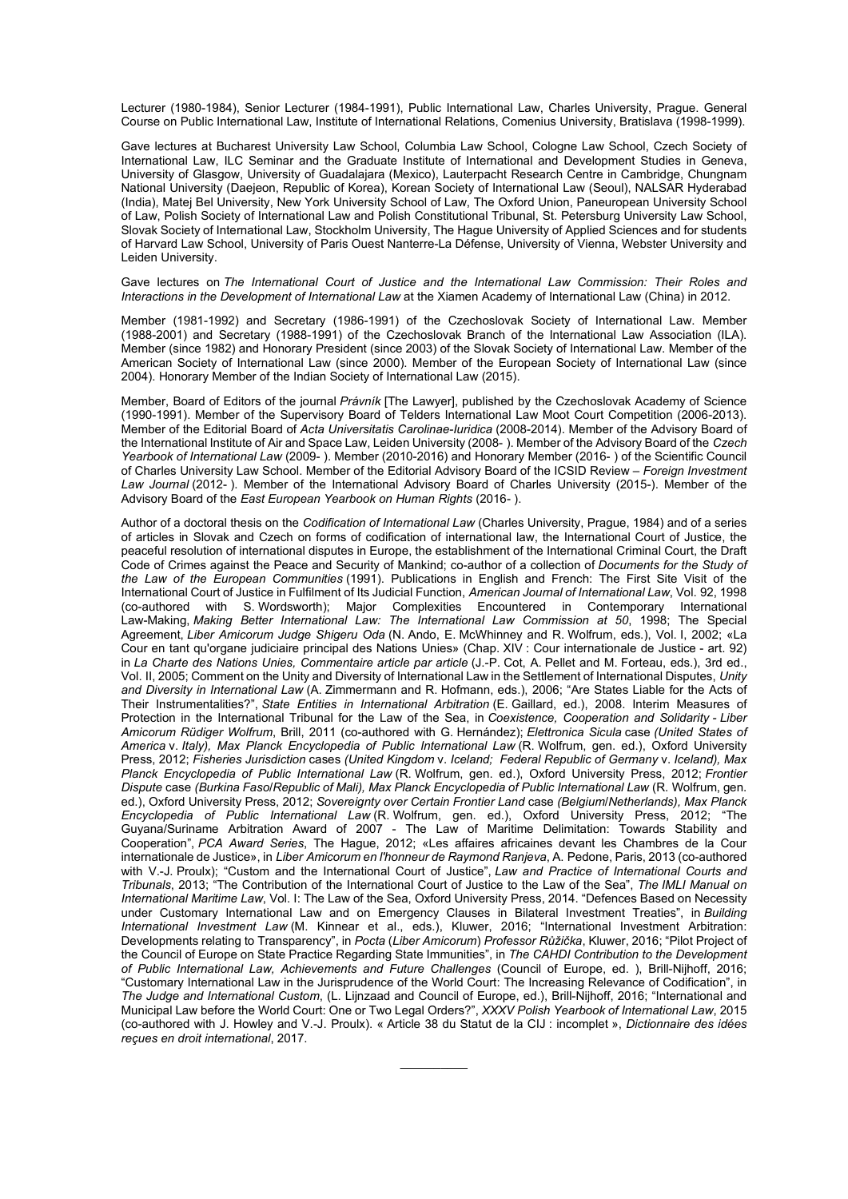Lecturer (1980-1984), Senior Lecturer (1984-1991), Public International Law, Charles University, Prague. General Course on Public International Law, Institute of International Relations, Comenius University, Bratislava (1998-1999).

Gave lectures at Bucharest University Law School, Columbia Law School, Cologne Law School, Czech Society of International Law, ILC Seminar and the Graduate Institute of International and Development Studies in Geneva, University of Glasgow, University of Guadalajara (Mexico), Lauterpacht Research Centre in Cambridge, Chungnam National University (Daejeon, Republic of Korea), Korean Society of International Law (Seoul), NALSAR Hyderabad (India), Matej Bel University, New York University School of Law, The Oxford Union, Paneuropean University School of Law, Polish Society of International Law and Polish Constitutional Tribunal, St. Petersburg University Law School, Slovak Society of International Law, Stockholm University, The Hague University of Applied Sciences and for students of Harvard Law School, University of Paris Ouest Nanterre-La Défense, University of Vienna, Webster University and Leiden University.

Gave lectures on *The International Court of Justice and the International Law Commission: Their Roles and Interactions in the Development of International Law* at the Xiamen Academy of International Law (China) in 2012.

Member (1981-1992) and Secretary (1986-1991) of the Czechoslovak Society of International Law. Member (1988-2001) and Secretary (1988-1991) of the Czechoslovak Branch of the International Law Association (ILA). Member (since 1982) and Honorary President (since 2003) of the Slovak Society of International Law. Member of the American Society of International Law (since 2000). Member of the European Society of International Law (since 2004). Honorary Member of the Indian Society of International Law (2015).

Member, Board of Editors of the journal *Právník* [The Lawyer], published by the Czechoslovak Academy of Science (1990-1991). Member of the Supervisory Board of Telders International Law Moot Court Competition (2006-2013). Member of the Editorial Board of *Acta Universitatis Carolinae-Iuridica* (2008-2014). Member of the Advisory Board of the International Institute of Air and Space Law, Leiden University (2008- ). Member of the Advisory Board of the *Czech Yearbook of International Law* (2009- ). Member (2010-2016) and Honorary Member (2016- ) of the Scientific Council of Charles University Law School. Member of the Editorial Advisory Board of the ICSID Review – *Foreign Investment Law Journal* (2012- ). Member of the International Advisory Board of Charles University (2015-). Member of the Advisory Board of the *East European Yearbook on Human Rights* (2016- ).

Author of a doctoral thesis on the *Codification of International Law* (Charles University, Prague, 1984) and of a series of articles in Slovak and Czech on forms of codification of international law, the International Court of Justice, the peaceful resolution of international disputes in Europe, the establishment of the International Criminal Court, the Draft Code of Crimes against the Peace and Security of Mankind; co-author of a collection of *Documents for the Study of the Law of the European Communities* (1991). Publications in English and French: The First Site Visit of the International Court of Justice in Fulfilment of Its Judicial Function, *American Journal of International Law*, Vol. 92, 1998 (co-authored with S. Wordsworth); Major Complexities Encountered in Contemporary International Law-Making, *Making Better International Law: The International Law Commission at 50*, 1998; The Special Agreement, *Liber Amicorum Judge Shigeru Oda* (N. Ando, E. McWhinney and R. Wolfrum, eds.), Vol. I, 2002; «La Cour en tant qu'organe judiciaire principal des Nations Unies» (Chap. XIV : Cour internationale de Justice - art. 92) in *La Charte des Nations Unies, Commentaire article par article* (J.-P. Cot, A. Pellet and M. Forteau, eds.), 3rd ed., Vol. II, 2005; Comment on the Unity and Diversity of International Law in the Settlement of International Disputes, *Unity and Diversity in International Law* (A. Zimmermann and R. Hofmann, eds.), 2006; "Are States Liable for the Acts of Their Instrumentalities?", *State Entities in International Arbitration* (E. Gaillard, ed.), 2008. Interim Measures of Protection in the International Tribunal for the Law of the Sea, in *Coexistence, Cooperation and Solidarity - Liber Amicorum Rüdiger Wolfrum*, Brill, 2011 (co-authored with G. Hernández); *Elettronica Sicula* case *(United States of America* v. *Italy), Max Planck Encyclopedia of Public International Law* (R. Wolfrum, gen. ed.), Oxford University Press, 2012; *Fisheries Jurisdiction* cases *(United Kingdom* v. *Iceland; Federal Republic of Germany* v. *Iceland), Max Planck Encyclopedia of Public International Law* (R. Wolfrum, gen. ed.), Oxford University Press, 2012; *Frontier Dispute* case *(Burkina Faso/Republic of Mali), Max Planck Encyclopedia of Public International Law* (R. Wolfrum, gen. ed.), Oxford University Press, 2012; *Sovereignty over Certain Frontier Land* case *(Belgium/Netherlands), Max Planck Encyclopedia of Public International Law* (R. Wolfrum, gen. ed.), Oxford University Press, 2012; "The Guyana/Suriname Arbitration Award of 2007 - The Law of Maritime Delimitation: Towards Stability and Cooperation", *PCA Award Series*, The Hague, 2012; «Les affaires africaines devant les Chambres de la Cour internationale de Justice», in *Liber Amicorum en l'honneur de Raymond Ranjeva*, A. Pedone, Paris, 2013 (co-authored with V.-J. Proulx); "Custom and the International Court of Justice", *Law and Practice of International Courts and Tribunals*, 2013; "The Contribution of the International Court of Justice to the Law of the Sea", *The IMLI Manual on International Maritime Law*, Vol. I: The Law of the Sea, Oxford University Press, 2014. "Defences Based on Necessity under Customary International Law and on Emergency Clauses in Bilateral Investment Treaties", in *Building International Investment Law* (M. Kinnear et al., eds.), Kluwer, 2016; "International Investment Arbitration: Developments relating to Transparency", in *Pocta* (*Liber Amicorum*) *Professor Růžička*, Kluwer, 2016; "Pilot Project of the Council of Europe on State Practice Regarding State Immunities", in *The CAHDI Contribution to the Development of Public International Law, Achievements and Future Challenges* (Council of Europe, ed. ), Brill-Nijhoff, 2016; "Customary International Law in the Jurisprudence of the World Court: The Increasing Relevance of Codification", in *The Judge and International Custom*, (L. Lijnzaad and Council of Europe, ed.), Brill-Nijhoff, 2016; "International and Municipal Law before the World Court: One or Two Legal Orders?", *XXXV Polish Yearbook of International Law*, 2015 (co-authored with J. Howley and V.-J. Proulx). « Article 38 du Statut de la CIJ : incomplet », *Dictionnaire des idées reçues en droit international*, 2017.

___________